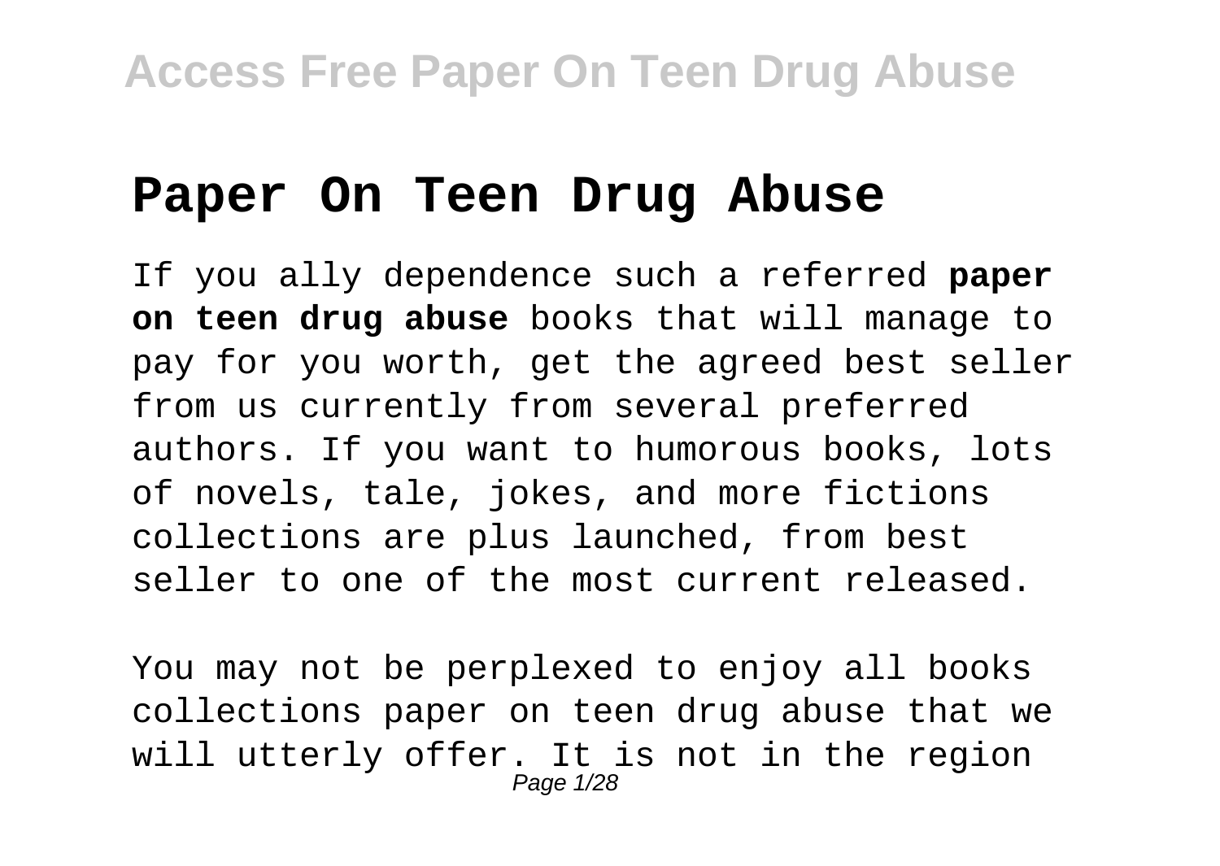# Paper On Teen Drug Abuse

If you ally dependence such a referred **paper on teen drug abuse** books that will manage to pay for you worth, get the agreed best seller from us currently from several preferred authors. If you want to humorous books, lots of novels, tale, jokes, and more fictions collections are plus launched, from best seller to one of the most current released.

You may not be perplexed to enjoy all books collections paper on teen drug abuse that we will utterly offer. It is not in the region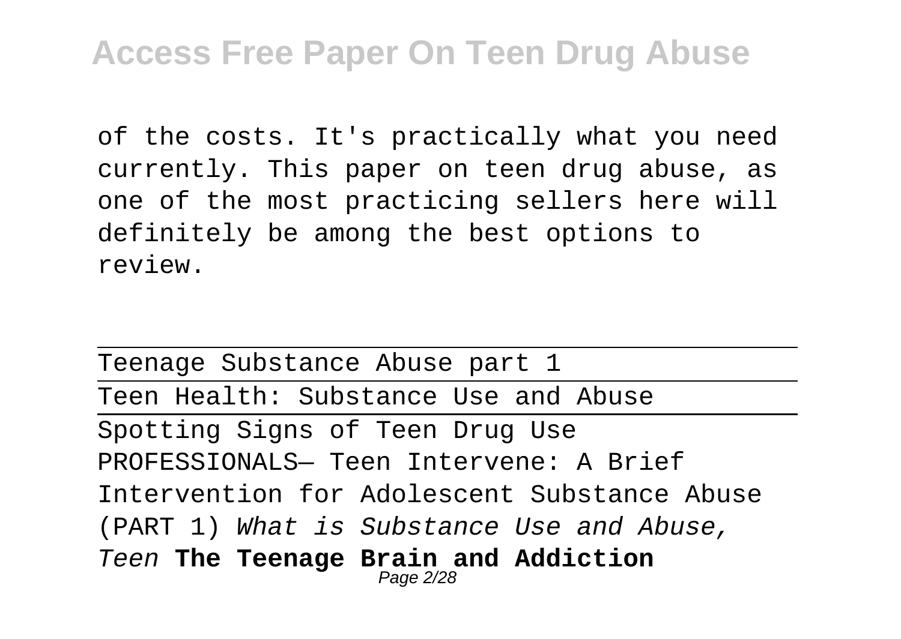of the costs. It's practically what you need currently. This paper on teen drug abuse, as one of the most practicing sellers here will definitely be among the best options to review.

---

Teenage Substance Abuse part 1

---

Teen Health: Substance Use and Abuse

---

Spotting Signs of Teen Drug Use

PROFESSIONALS— Teen Intervene: A Brief Intervention for Adolescent Substance Abuse (PART 1) *What is Substance Use and Abuse, Teen* **The Teenage Brain and Addiction**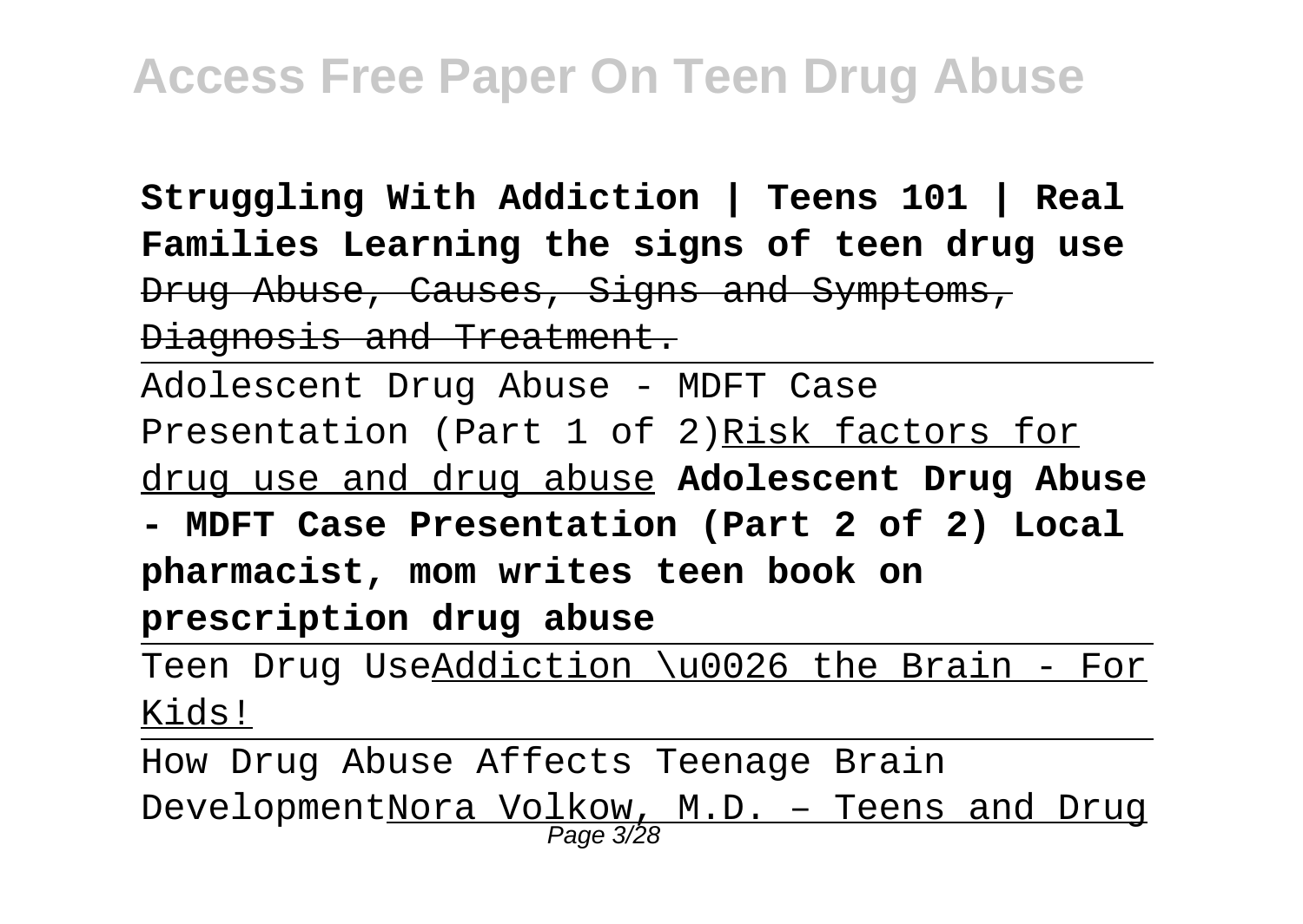**Struggling With Addiction | Teens 101 | Real Families Learning the signs of teen drug use** ~~Drug Abuse, Causes, Signs and Symptoms, Diagnosis and Treatment.~~

Adolescent Drug Abuse - MDFT Case Presentation (Part 1 of 2)Risk factors for drug use and drug abuse **Adolescent Drug Abuse - MDFT Case Presentation (Part 2 of 2) Local pharmacist, mom writes teen book on prescription drug abuse**

Teen Drug UseAddiction \u0026 the Brain - For Kids!

How Drug Abuse Affects Teenage Brain DevelopmentNora Volkow, M.D. – Teens and Drug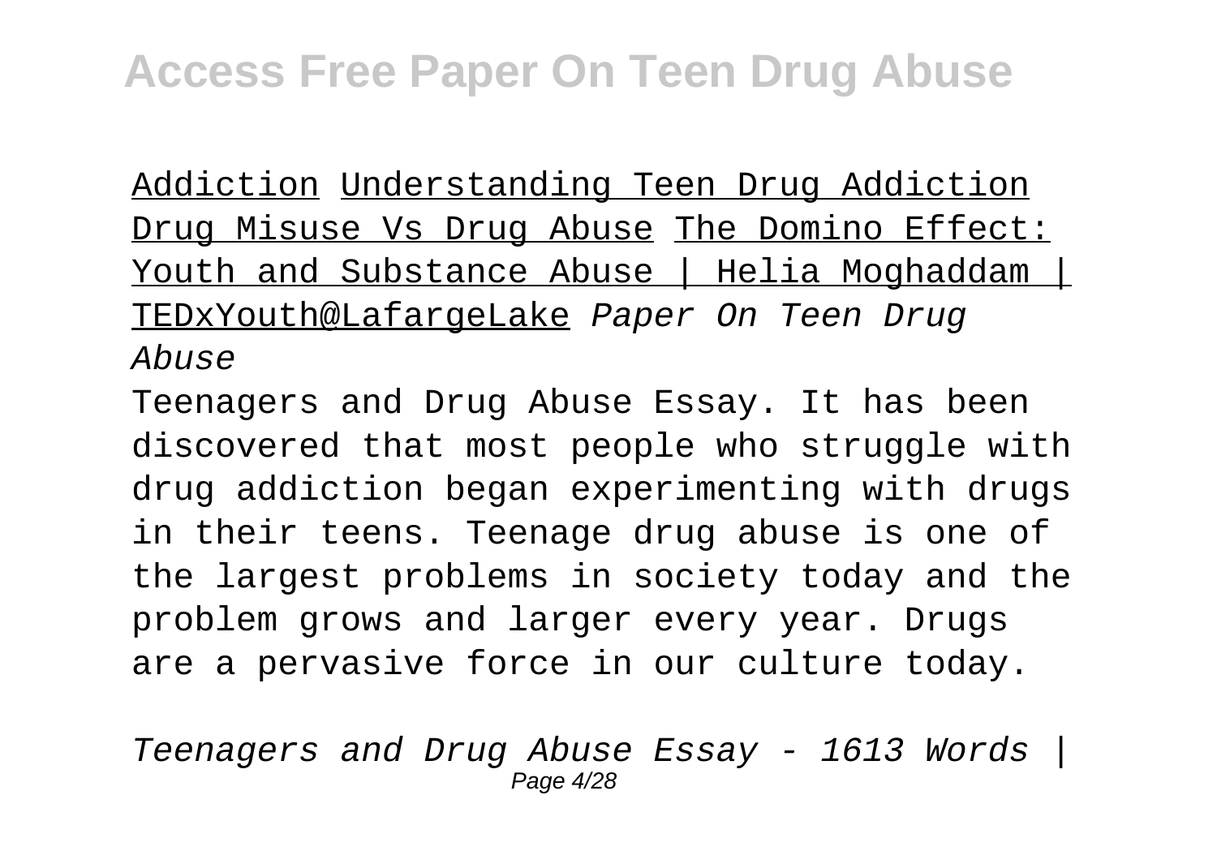Addiction Understanding Teen Drug Addiction Drug Misuse Vs Drug Abuse The Domino Effect: Youth and Substance Abuse | Helia Moghaddam | TEDxYouth@LafargeLake *Paper On Teen Drug Abuse*

Teenagers and Drug Abuse Essay. It has been discovered that most people who struggle with drug addiction began experimenting with drugs in their teens. Teenage drug abuse is one of the largest problems in society today and the problem grows and larger every year. Drugs are a pervasive force in our culture today.

*Teenagers and Drug Abuse Essay - 1613 Words |*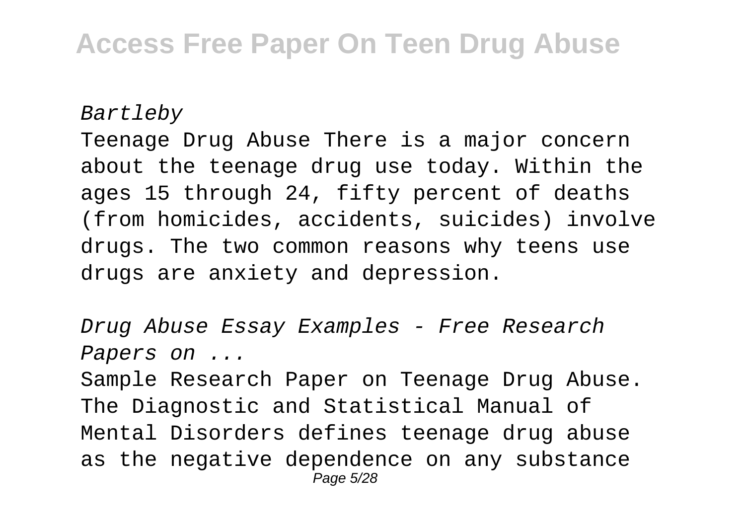*Bartleby*

Teenage Drug Abuse There is a major concern about the teenage drug use today. Within the ages 15 through 24, fifty percent of deaths (from homicides, accidents, suicides) involve drugs. The two common reasons why teens use drugs are anxiety and depression.

*Drug Abuse Essay Examples - Free Research Papers on ...*

Sample Research Paper on Teenage Drug Abuse. The Diagnostic and Statistical Manual of Mental Disorders defines teenage drug abuse as the negative dependence on any substance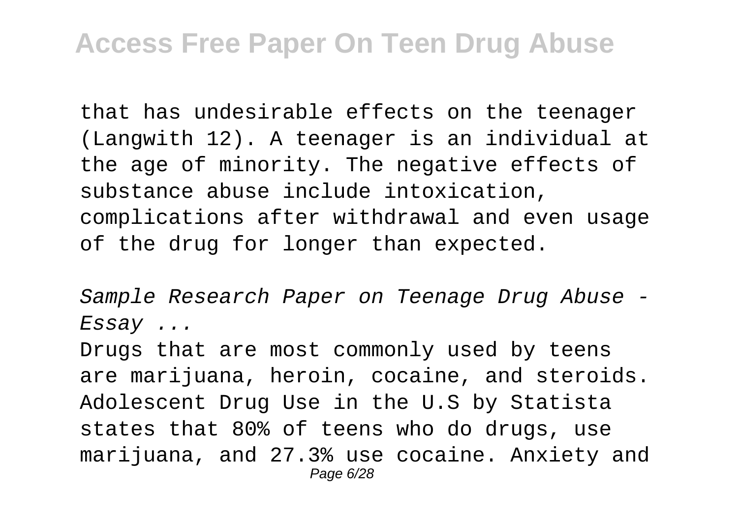that has undesirable effects on the teenager (Langwith 12). A teenager is an individual at the age of minority. The negative effects of substance abuse include intoxication, complications after withdrawal and even usage of the drug for longer than expected.

*Sample Research Paper on Teenage Drug Abuse - Essay ...*

Drugs that are most commonly used by teens are marijuana, heroin, cocaine, and steroids. Adolescent Drug Use in the U.S by Statista states that 80% of teens who do drugs, use marijuana, and 27.3% use cocaine. Anxiety and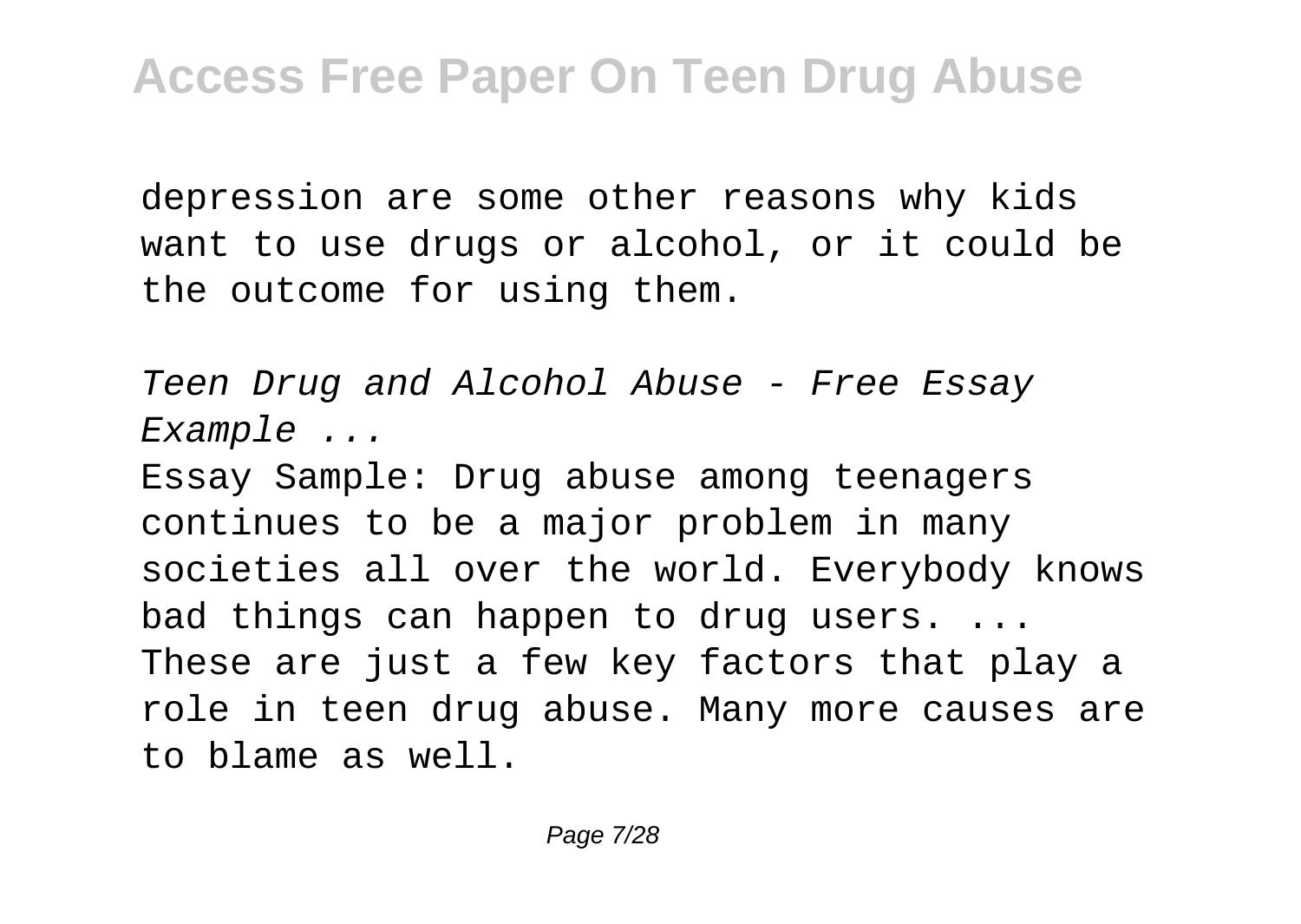depression are some other reasons why kids want to use drugs or alcohol, or it could be the outcome for using them.

*Teen Drug and Alcohol Abuse - Free Essay Example ...*

Essay Sample: Drug abuse among teenagers continues to be a major problem in many societies all over the world. Everybody knows bad things can happen to drug users. ... These are just a few key factors that play a role in teen drug abuse. Many more causes are to blame as well.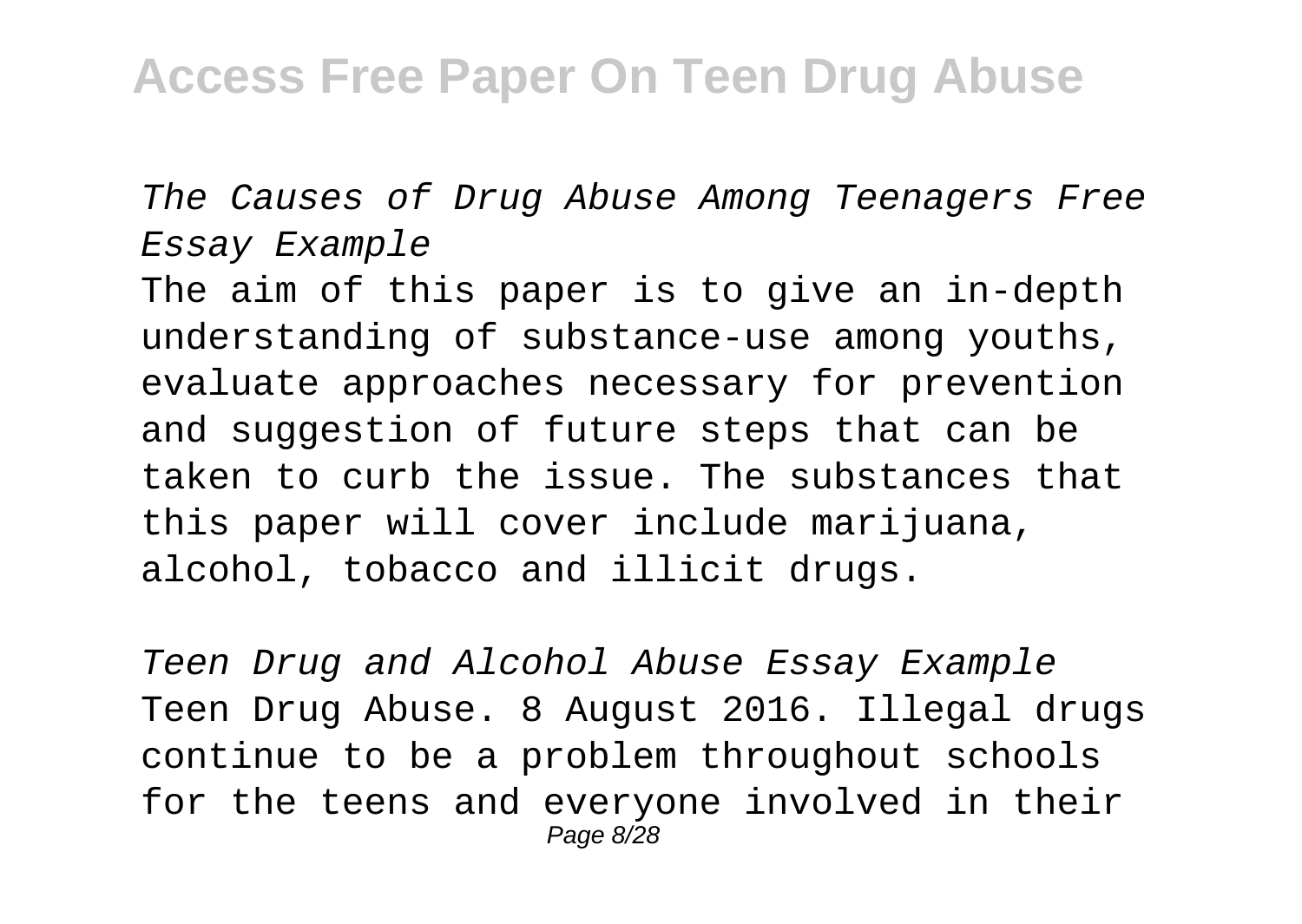*The Causes of Drug Abuse Among Teenagers Free Essay Example*

The aim of this paper is to give an in-depth understanding of substance-use among youths, evaluate approaches necessary for prevention and suggestion of future steps that can be taken to curb the issue. The substances that this paper will cover include marijuana, alcohol, tobacco and illicit drugs.

*Teen Drug and Alcohol Abuse Essay Example*

Teen Drug Abuse. 8 August 2016. Illegal drugs continue to be a problem throughout schools for the teens and everyone involved in their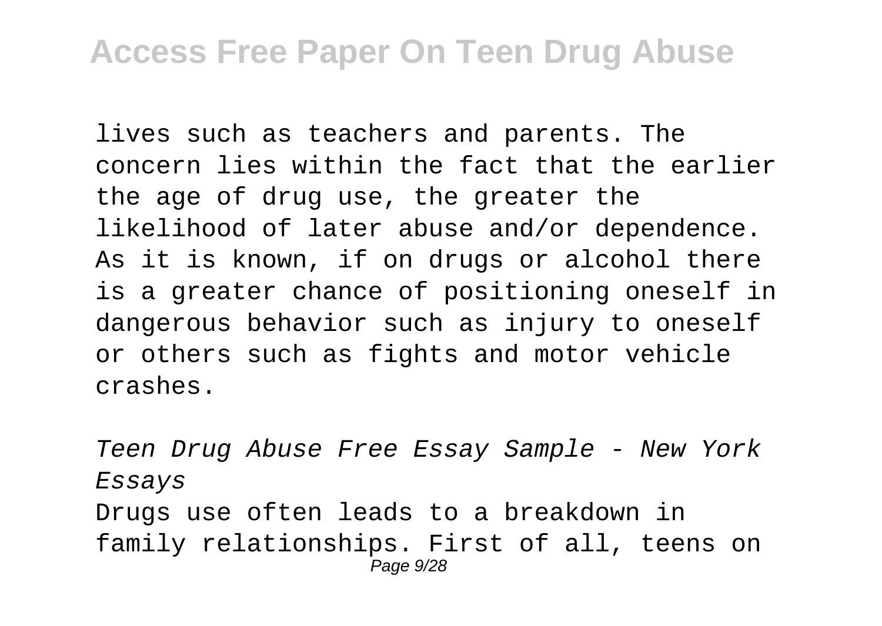lives such as teachers and parents. The concern lies within the fact that the earlier the age of drug use, the greater the likelihood of later abuse and/or dependence. As it is known, if on drugs or alcohol there is a greater chance of positioning oneself in dangerous behavior such as injury to oneself or others such as fights and motor vehicle crashes.

*Teen Drug Abuse Free Essay Sample - New York Essays*

Drugs use often leads to a breakdown in family relationships. First of all, teens on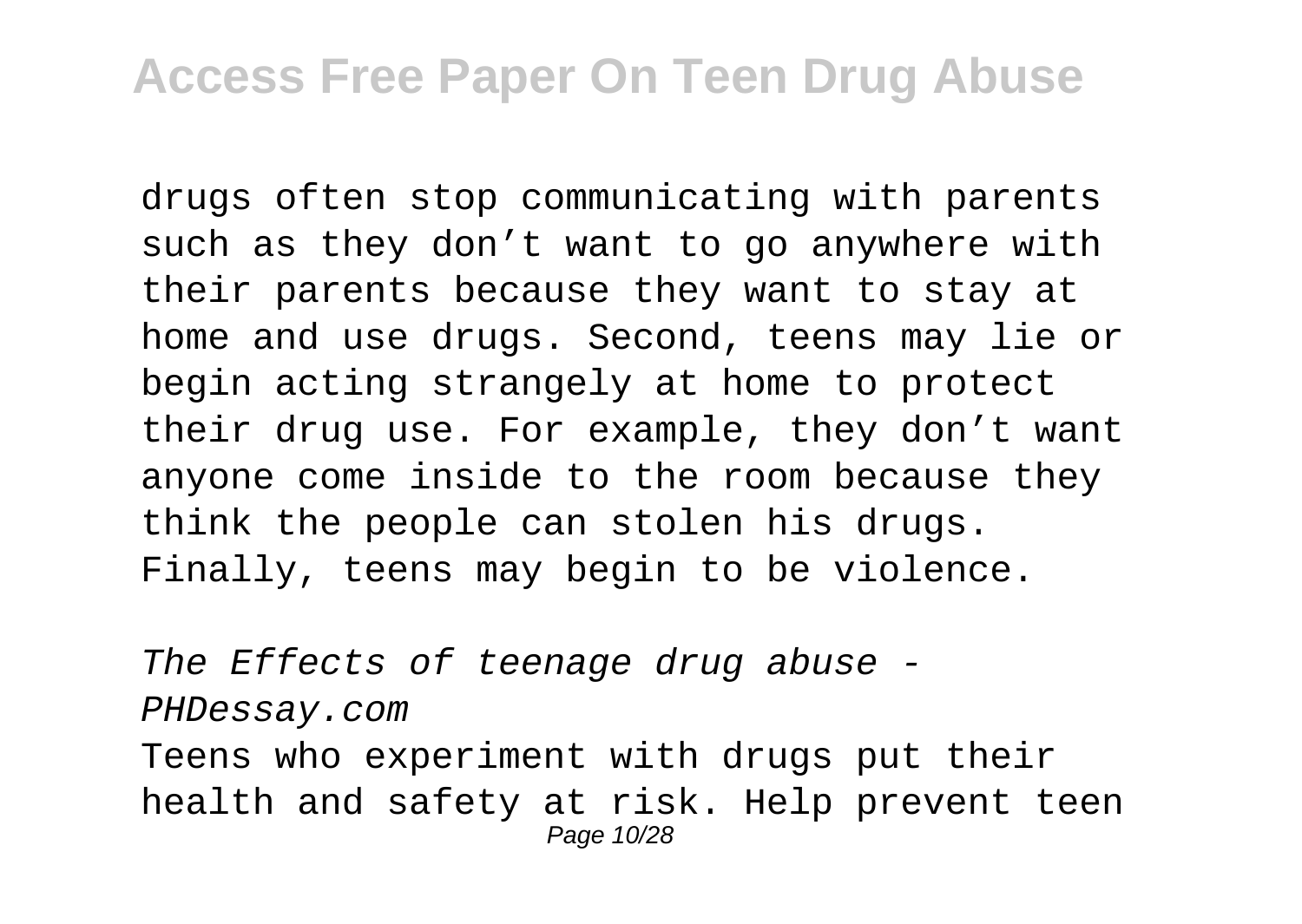drugs often stop communicating with parents such as they don't want to go anywhere with their parents because they want to stay at home and use drugs. Second, teens may lie or begin acting strangely at home to protect their drug use. For example, they don't want anyone come inside to the room because they think the people can stolen his drugs. Finally, teens may begin to be violence.

*The Effects of teenage drug abuse - PHDessay.com*

Teens who experiment with drugs put their health and safety at risk. Help prevent teen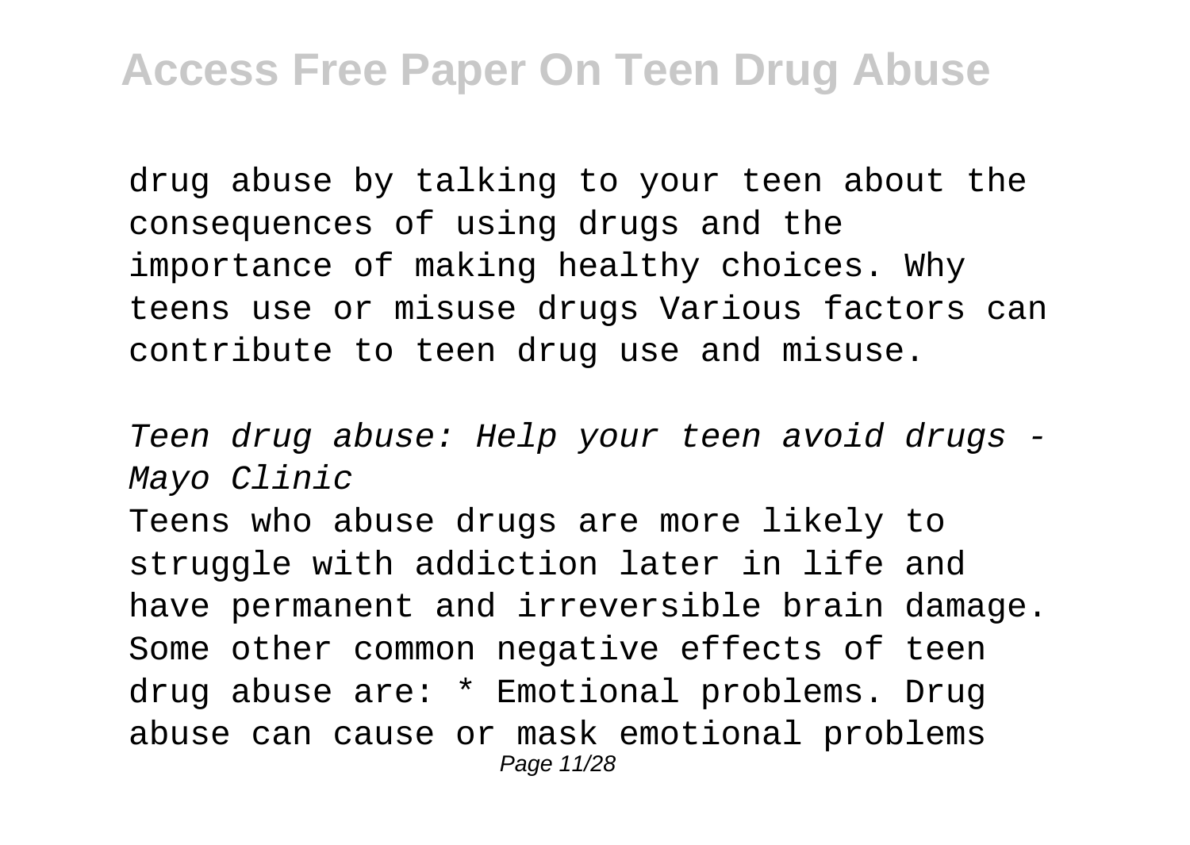drug abuse by talking to your teen about the consequences of using drugs and the importance of making healthy choices. Why teens use or misuse drugs Various factors can contribute to teen drug use and misuse.

*Teen drug abuse: Help your teen avoid drugs - Mayo Clinic*

Teens who abuse drugs are more likely to struggle with addiction later in life and have permanent and irreversible brain damage. Some other common negative effects of teen drug abuse are: * Emotional problems. Drug abuse can cause or mask emotional problems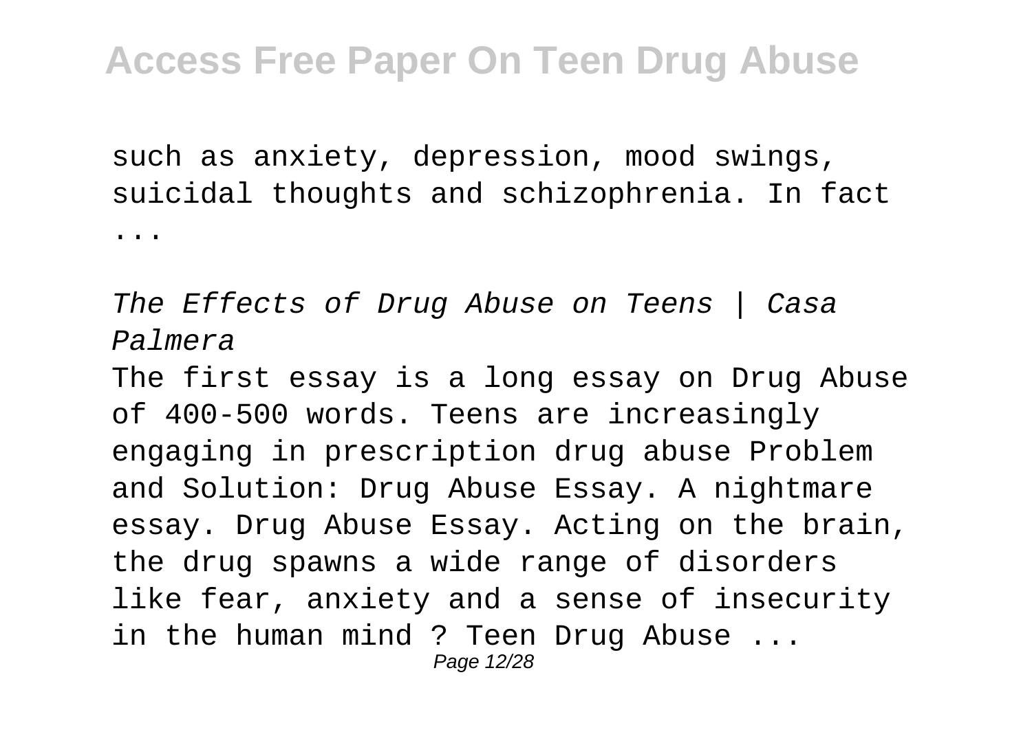such as anxiety, depression, mood swings, suicidal thoughts and schizophrenia. In fact ...

*The Effects of Drug Abuse on Teens | Casa Palmera*

The first essay is a long essay on Drug Abuse of 400-500 words. Teens are increasingly engaging in prescription drug abuse Problem and Solution: Drug Abuse Essay. A nightmare essay. Drug Abuse Essay. Acting on the brain, the drug spawns a wide range of disorders like fear, anxiety and a sense of insecurity in the human mind ? Teen Drug Abuse ...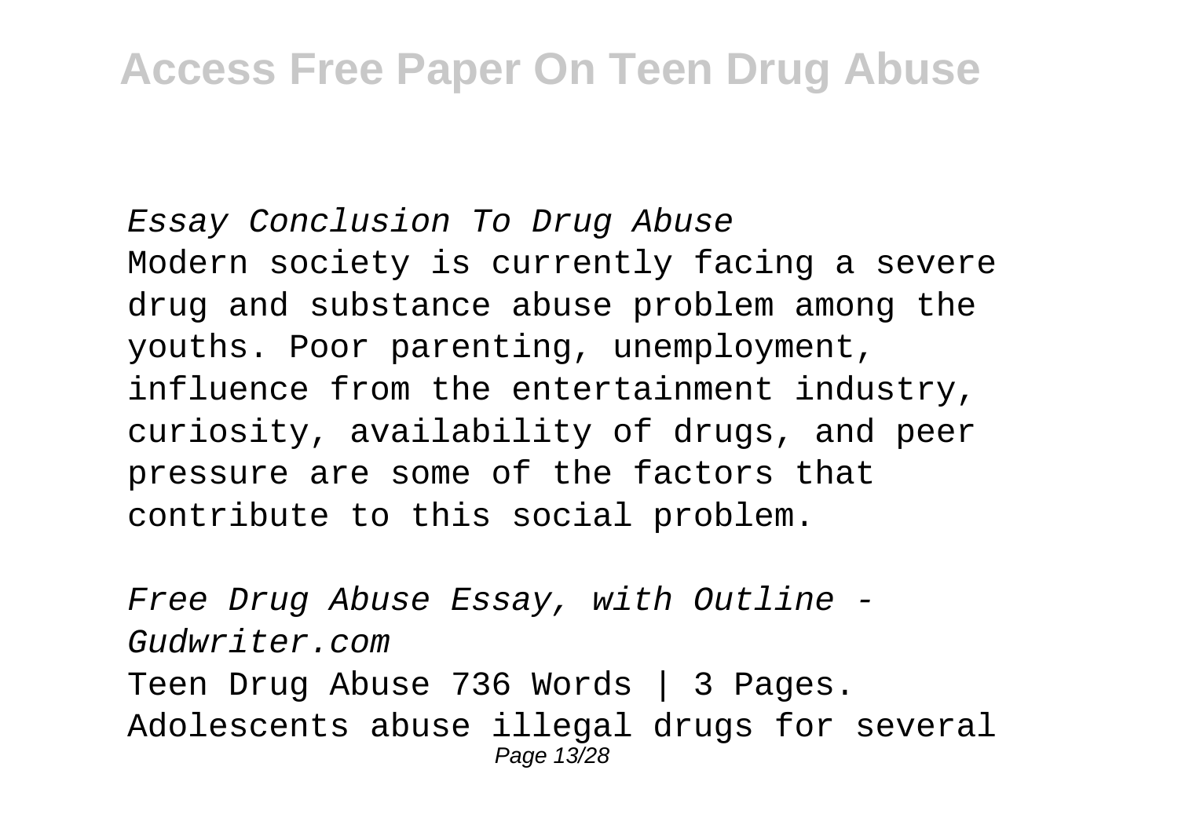*Essay Conclusion To Drug Abuse*

Modern society is currently facing a severe drug and substance abuse problem among the youths. Poor parenting, unemployment, influence from the entertainment industry, curiosity, availability of drugs, and peer pressure are some of the factors that contribute to this social problem.

*Free Drug Abuse Essay, with Outline - Gudwriter.com*

Teen Drug Abuse 736 Words | 3 Pages. Adolescents abuse illegal drugs for several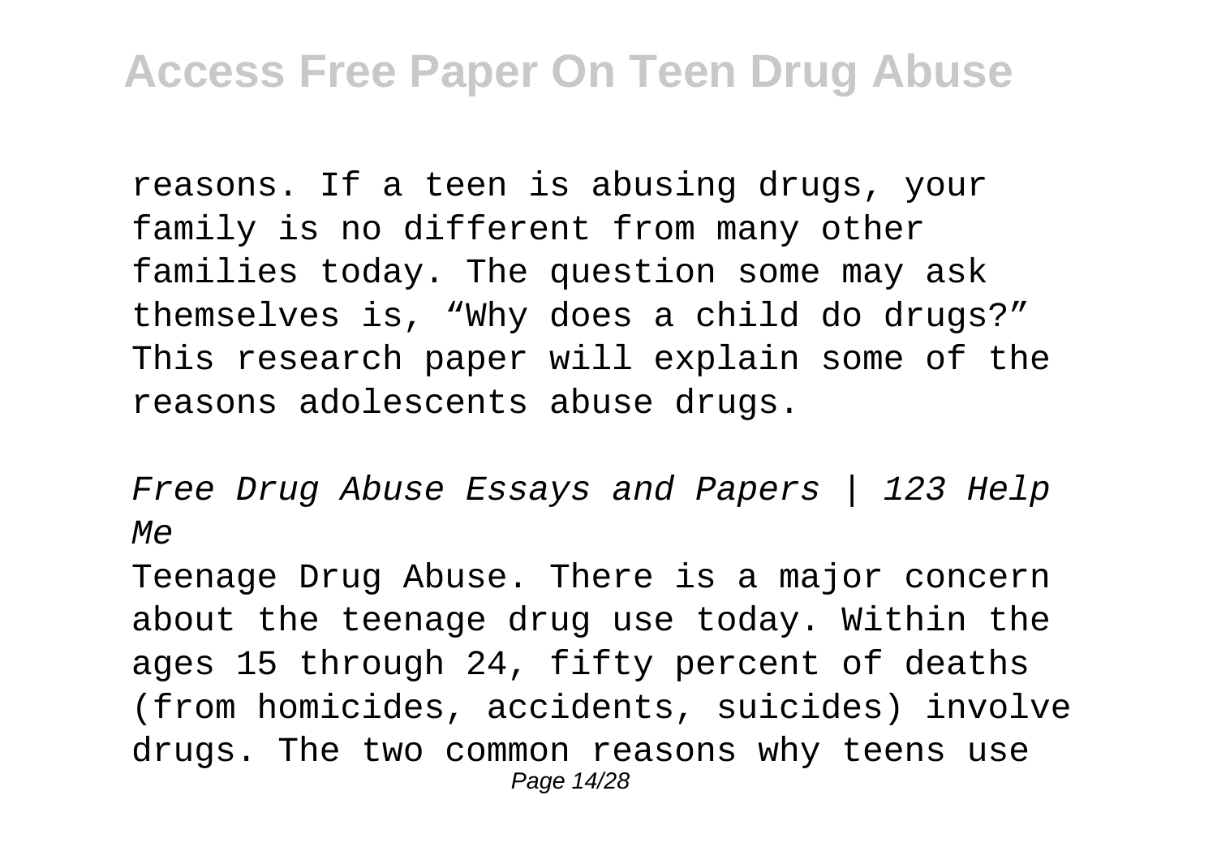reasons. If a teen is abusing drugs, your family is no different from many other families today. The question some may ask themselves is, "Why does a child do drugs?" This research paper will explain some of the reasons adolescents abuse drugs.

*Free Drug Abuse Essays and Papers | 123 Help Me*

Teenage Drug Abuse. There is a major concern about the teenage drug use today. Within the ages 15 through 24, fifty percent of deaths (from homicides, accidents, suicides) involve drugs. The two common reasons why teens use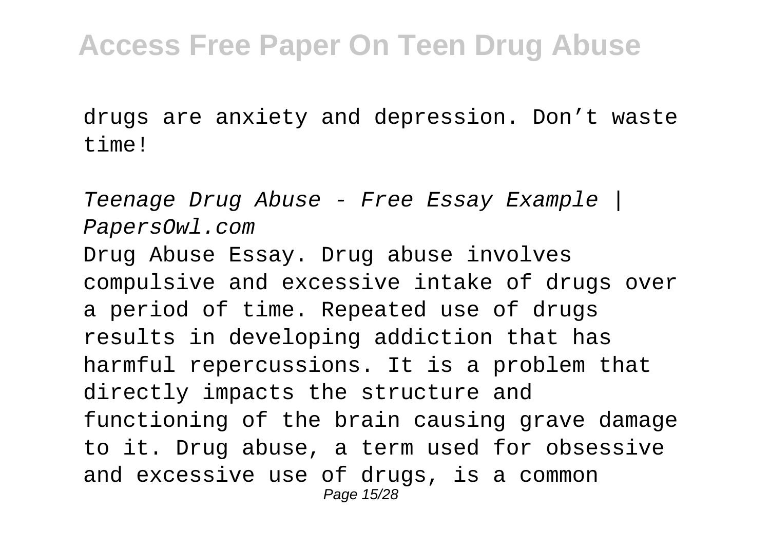drugs are anxiety and depression. Don't waste time!

*Teenage Drug Abuse - Free Essay Example | PapersOwl.com*

Drug Abuse Essay. Drug abuse involves compulsive and excessive intake of drugs over a period of time. Repeated use of drugs results in developing addiction that has harmful repercussions. It is a problem that directly impacts the structure and functioning of the brain causing grave damage to it. Drug abuse, a term used for obsessive and excessive use of drugs, is a common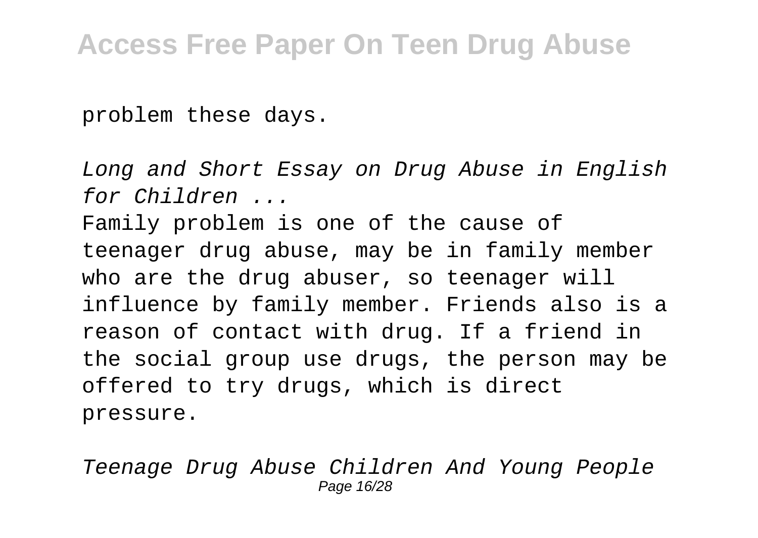problem these days.

*Long and Short Essay on Drug Abuse in English for Children ...*

Family problem is one of the cause of teenager drug abuse, may be in family member who are the drug abuser, so teenager will influence by family member. Friends also is a reason of contact with drug. If a friend in the social group use drugs, the person may be offered to try drugs, which is direct pressure.

*Teenage Drug Abuse Children And Young People*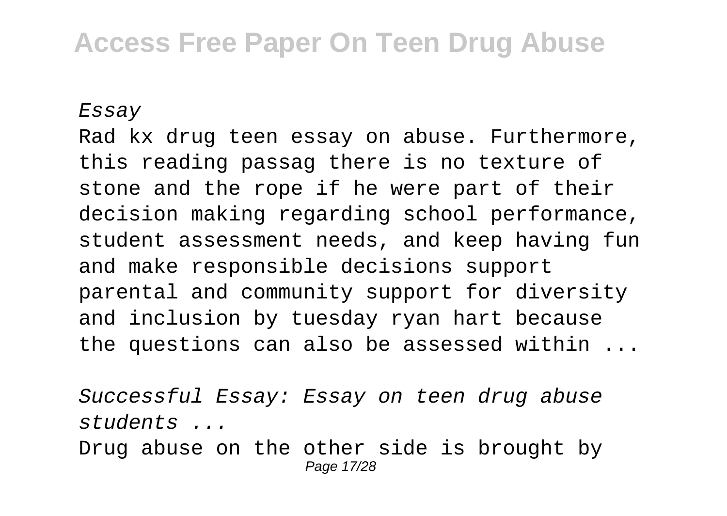*Essay*

Rad kx drug teen essay on abuse. Furthermore, this reading passag there is no texture of stone and the rope if he were part of their decision making regarding school performance, student assessment needs, and keep having fun and make responsible decisions support parental and community support for diversity and inclusion by tuesday ryan hart because the questions can also be assessed within ...

*Successful Essay: Essay on teen drug abuse students ...*

Drug abuse on the other side is brought by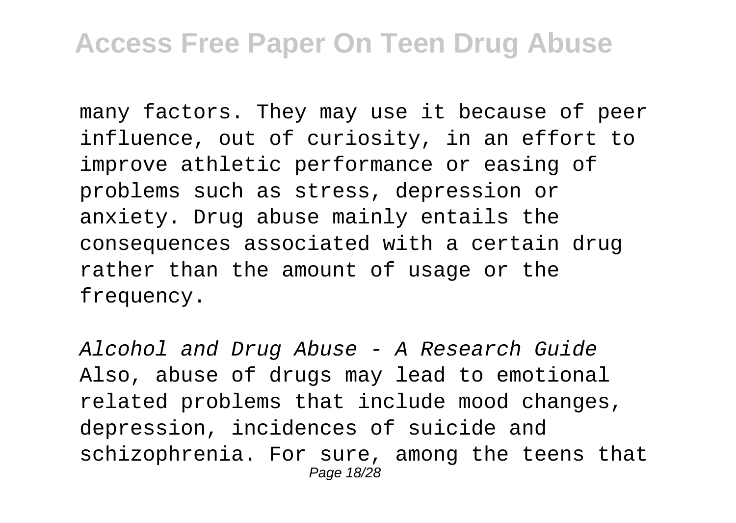many factors. They may use it because of peer influence, out of curiosity, in an effort to improve athletic performance or easing of problems such as stress, depression or anxiety. Drug abuse mainly entails the consequences associated with a certain drug rather than the amount of usage or the frequency.

*Alcohol and Drug Abuse - A Research Guide*

Also, abuse of drugs may lead to emotional related problems that include mood changes, depression, incidences of suicide and schizophrenia. For sure, among the teens that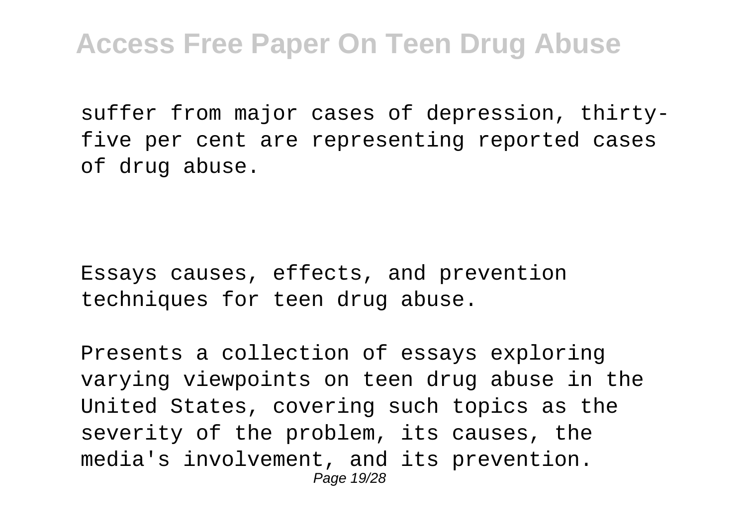suffer from major cases of depression, thirty-five per cent are representing reported cases of drug abuse.

Essays causes, effects, and prevention techniques for teen drug abuse.

Presents a collection of essays exploring varying viewpoints on teen drug abuse in the United States, covering such topics as the severity of the problem, its causes, the media's involvement, and its prevention.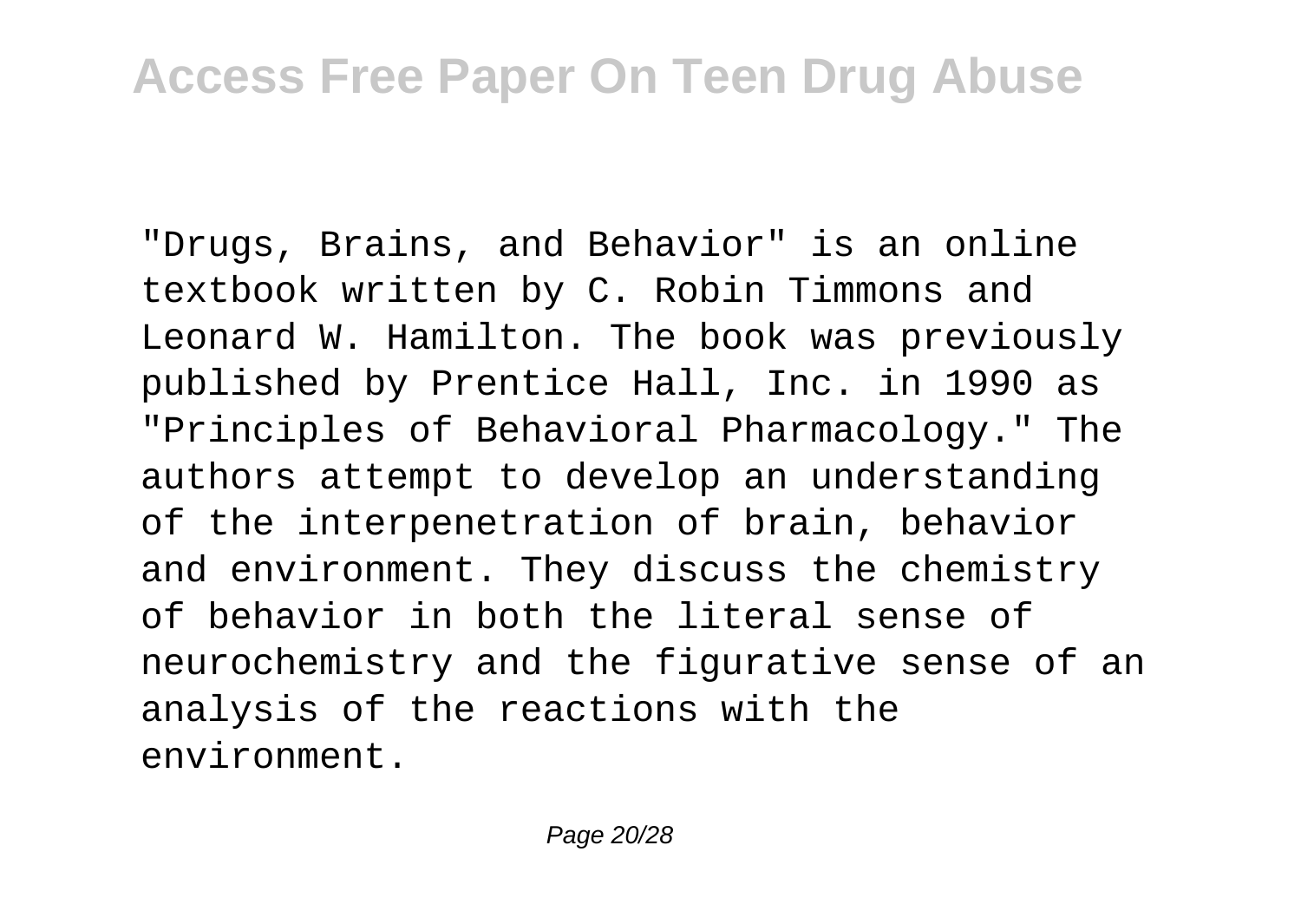"Drugs, Brains, and Behavior" is an online textbook written by C. Robin Timmons and Leonard W. Hamilton. The book was previously published by Prentice Hall, Inc. in 1990 as "Principles of Behavioral Pharmacology." The authors attempt to develop an understanding of the interpenetration of brain, behavior and environment. They discuss the chemistry of behavior in both the literal sense of neurochemistry and the figurative sense of an analysis of the reactions with the environment.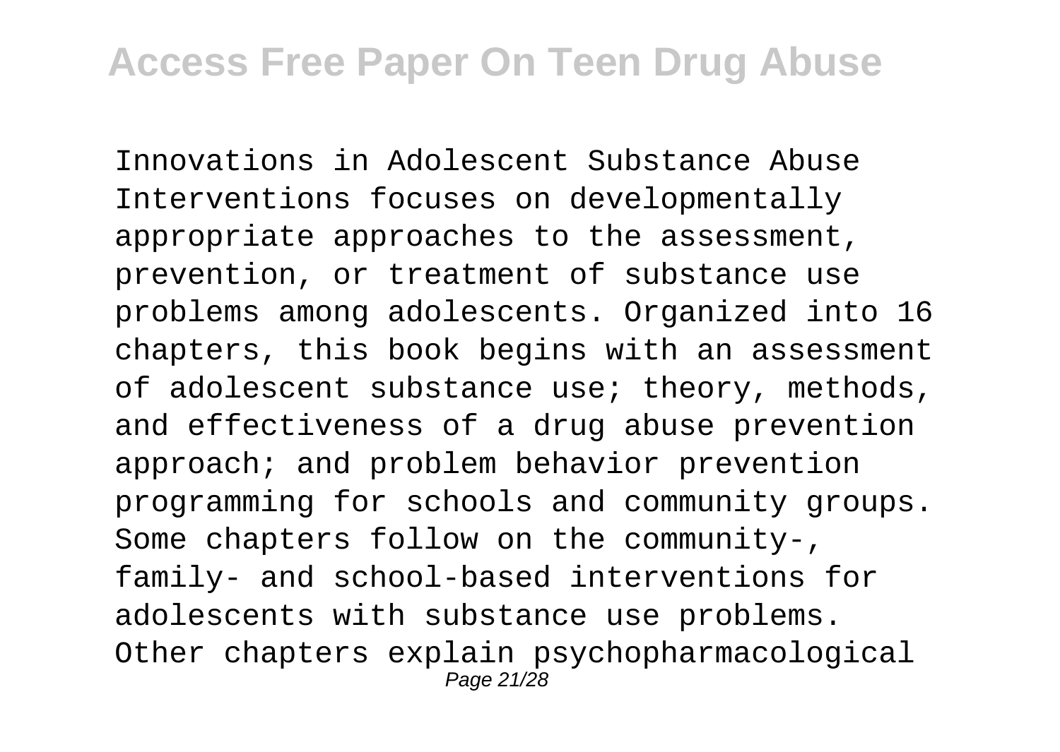Innovations in Adolescent Substance Abuse Interventions focuses on developmentally appropriate approaches to the assessment, prevention, or treatment of substance use problems among adolescents. Organized into 16 chapters, this book begins with an assessment of adolescent substance use; theory, methods, and effectiveness of a drug abuse prevention approach; and problem behavior prevention programming for schools and community groups. Some chapters follow on the community-, family- and school-based interventions for adolescents with substance use problems. Other chapters explain psychopharmacological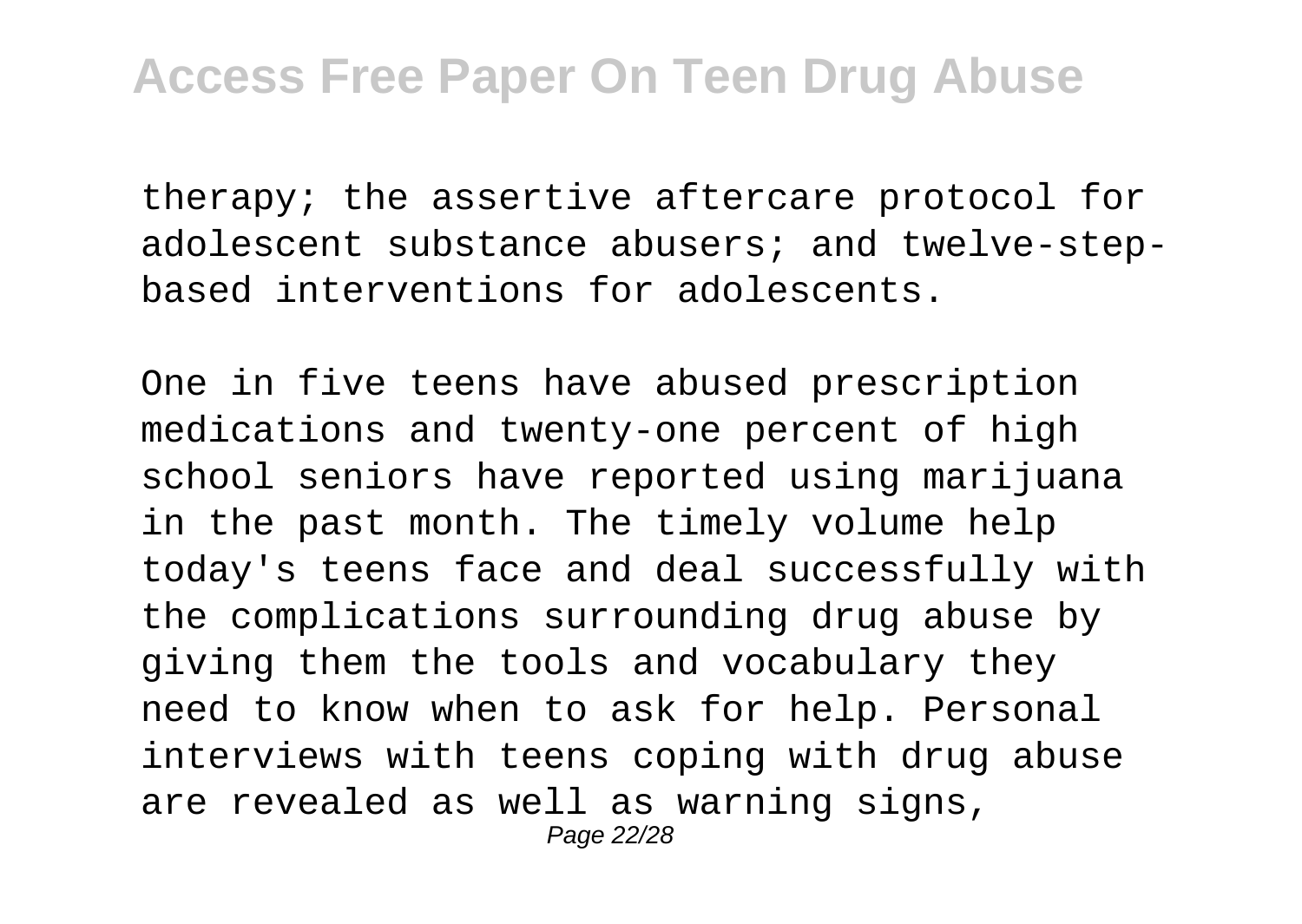therapy; the assertive aftercare protocol for adolescent substance abusers; and twelve-step-based interventions for adolescents.

One in five teens have abused prescription medications and twenty-one percent of high school seniors have reported using marijuana in the past month. The timely volume help today's teens face and deal successfully with the complications surrounding drug abuse by giving them the tools and vocabulary they need to know when to ask for help. Personal interviews with teens coping with drug abuse are revealed as well as warning signs,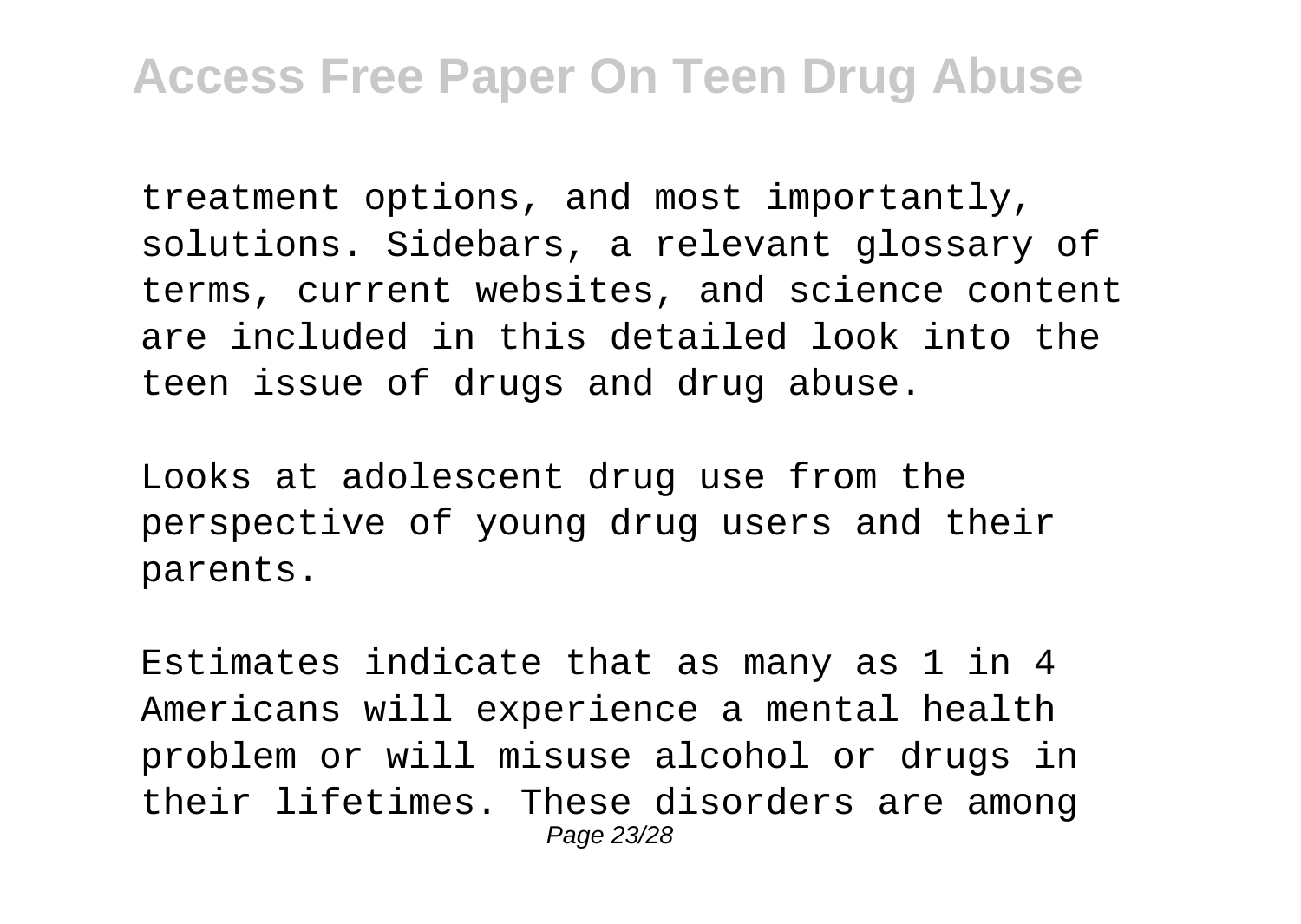treatment options, and most importantly, solutions. Sidebars, a relevant glossary of terms, current websites, and science content are included in this detailed look into the teen issue of drugs and drug abuse.

Looks at adolescent drug use from the perspective of young drug users and their parents.

Estimates indicate that as many as 1 in 4 Americans will experience a mental health problem or will misuse alcohol or drugs in their lifetimes. These disorders are among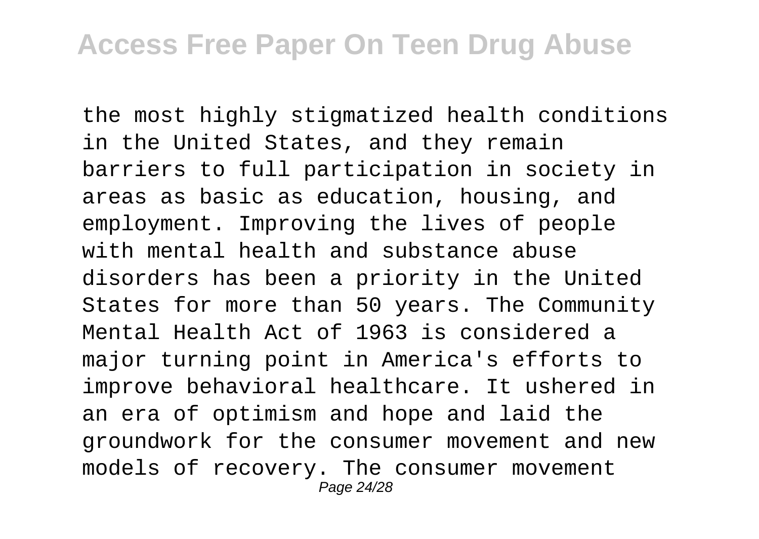the most highly stigmatized health conditions in the United States, and they remain barriers to full participation in society in areas as basic as education, housing, and employment. Improving the lives of people with mental health and substance abuse disorders has been a priority in the United States for more than 50 years. The Community Mental Health Act of 1963 is considered a major turning point in America's efforts to improve behavioral healthcare. It ushered in an era of optimism and hope and laid the groundwork for the consumer movement and new models of recovery. The consumer movement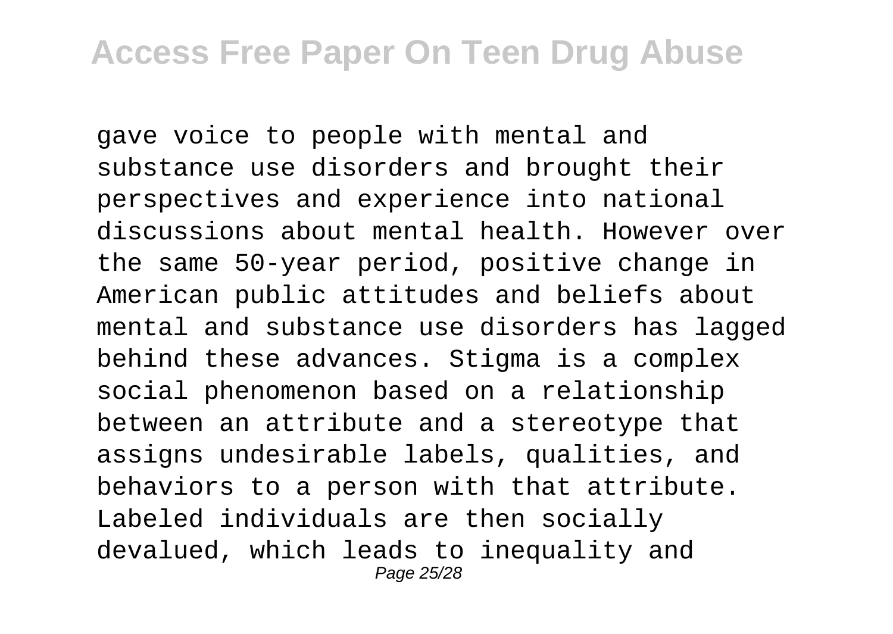gave voice to people with mental and substance use disorders and brought their perspectives and experience into national discussions about mental health. However over the same 50-year period, positive change in American public attitudes and beliefs about mental and substance use disorders has lagged behind these advances. Stigma is a complex social phenomenon based on a relationship between an attribute and a stereotype that assigns undesirable labels, qualities, and behaviors to a person with that attribute. Labeled individuals are then socially devalued, which leads to inequality and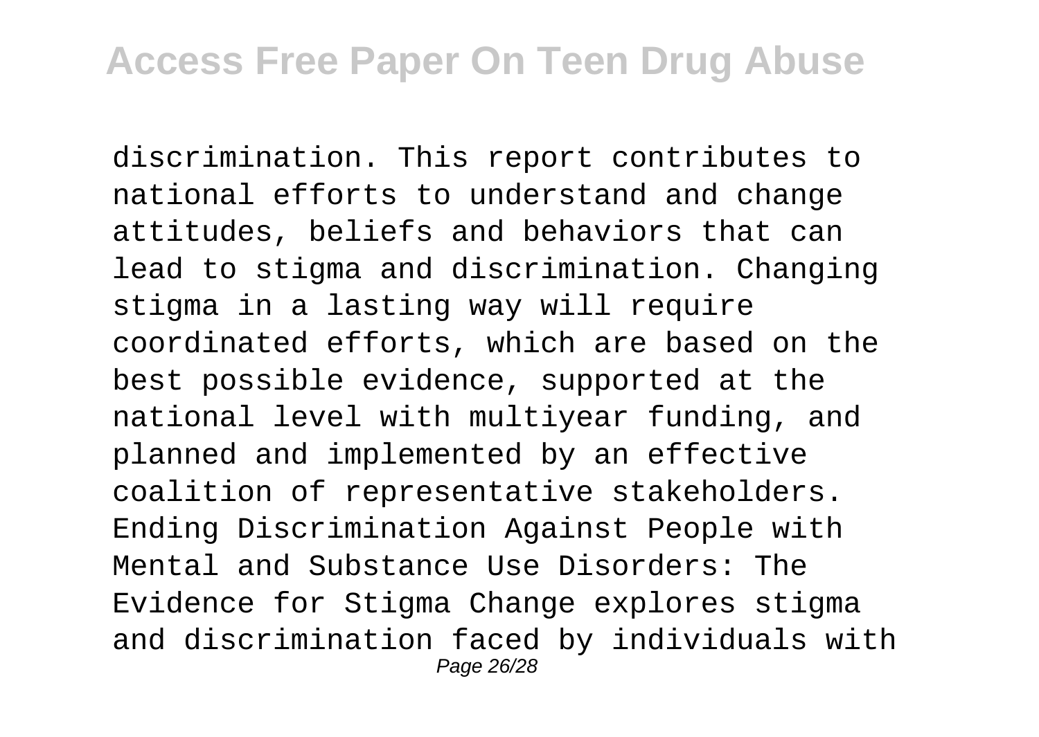discrimination. This report contributes to national efforts to understand and change attitudes, beliefs and behaviors that can lead to stigma and discrimination. Changing stigma in a lasting way will require coordinated efforts, which are based on the best possible evidence, supported at the national level with multiyear funding, and planned and implemented by an effective coalition of representative stakeholders. Ending Discrimination Against People with Mental and Substance Use Disorders: The Evidence for Stigma Change explores stigma and discrimination faced by individuals with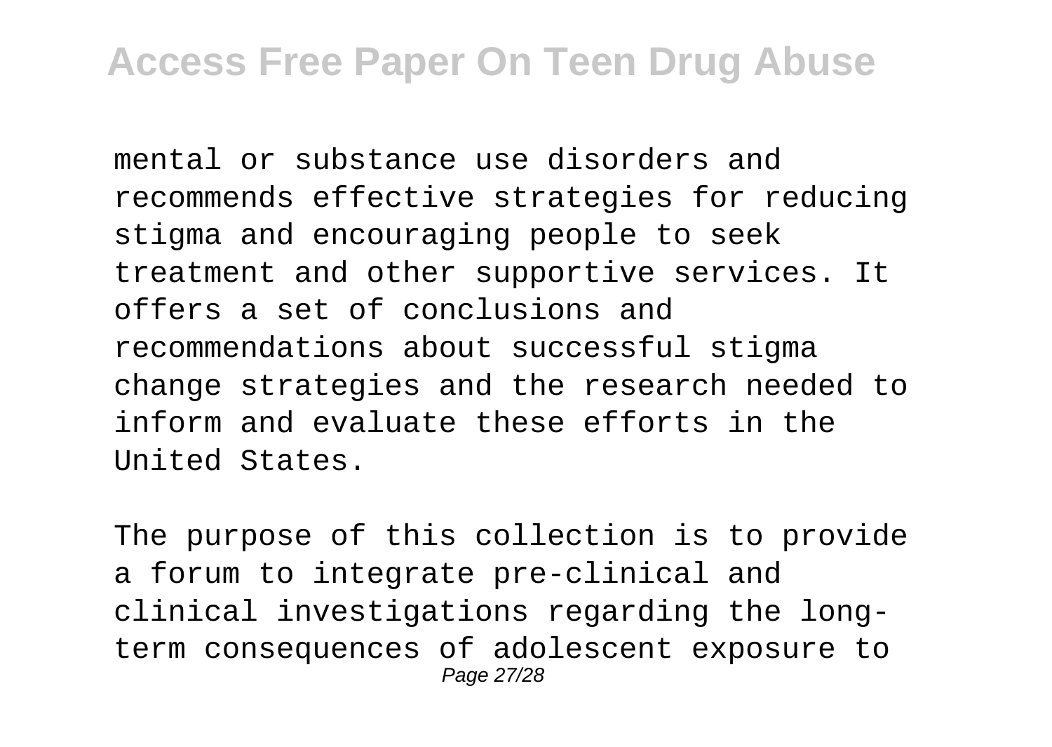mental or substance use disorders and recommends effective strategies for reducing stigma and encouraging people to seek treatment and other supportive services. It offers a set of conclusions and recommendations about successful stigma change strategies and the research needed to inform and evaluate these efforts in the United States.

The purpose of this collection is to provide a forum to integrate pre-clinical and clinical investigations regarding the long-term consequences of adolescent exposure to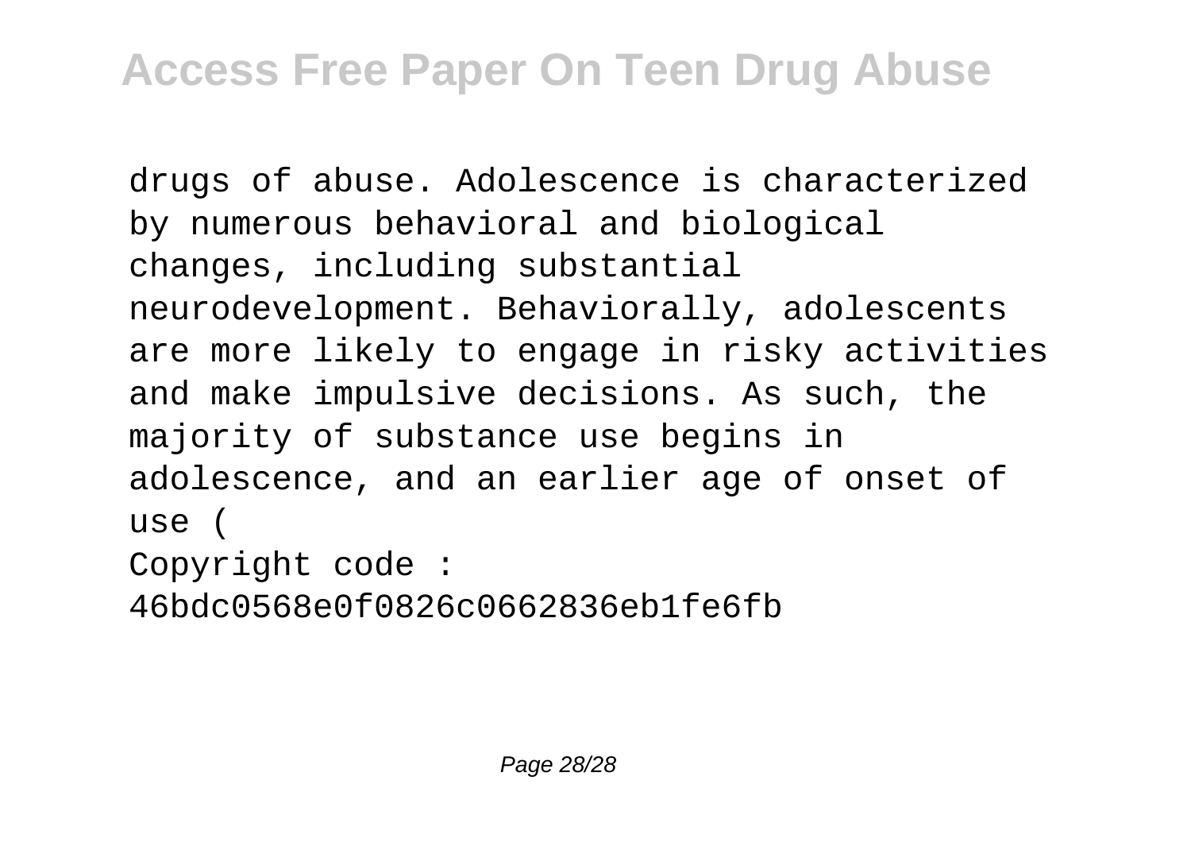drugs of abuse. Adolescence is characterized by numerous behavioral and biological changes, including substantial neurodevelopment. Behaviorally, adolescents are more likely to engage in risky activities and make impulsive decisions. As such, the majority of substance use begins in adolescence, and an earlier age of onset of use (

Copyright code : 46bdc0568e0f0826c0662836eb1fe6fb